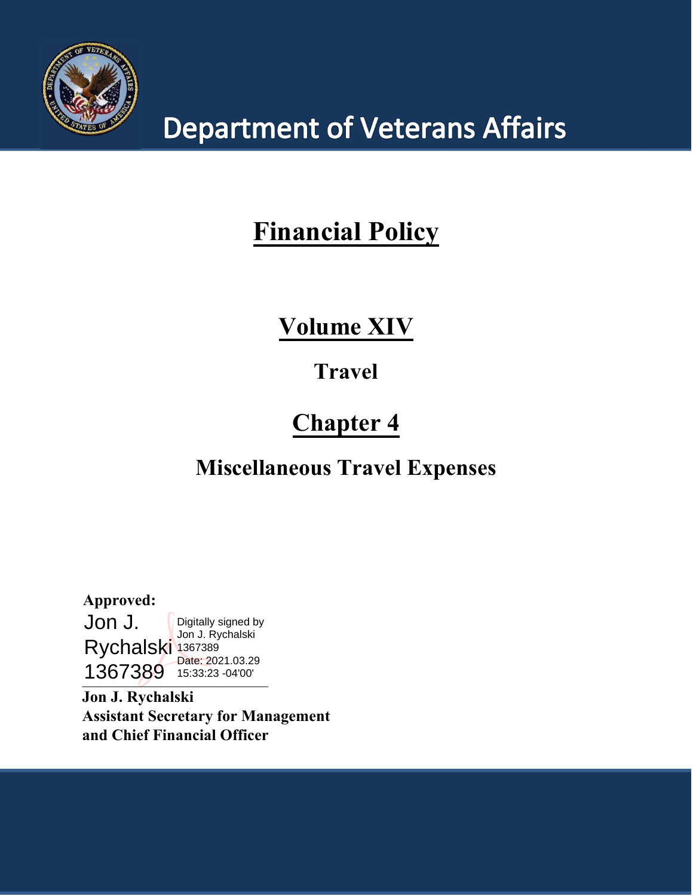# Department of Veterans Affairs

# Financial Policy

## Volume XIV

### Travel

## Chapter 4

### Miscellaneous Travel Expenses

**Approved:**

Jon J. Rychalski 1367389

Digitally signed by Jon J. Rychalski 1367389
Date: 2021.03.29 15:33:23 -04'00'

**Jon J. Rychalski**
**Assistant Secretary for Management**
**and Chief Financial Officer**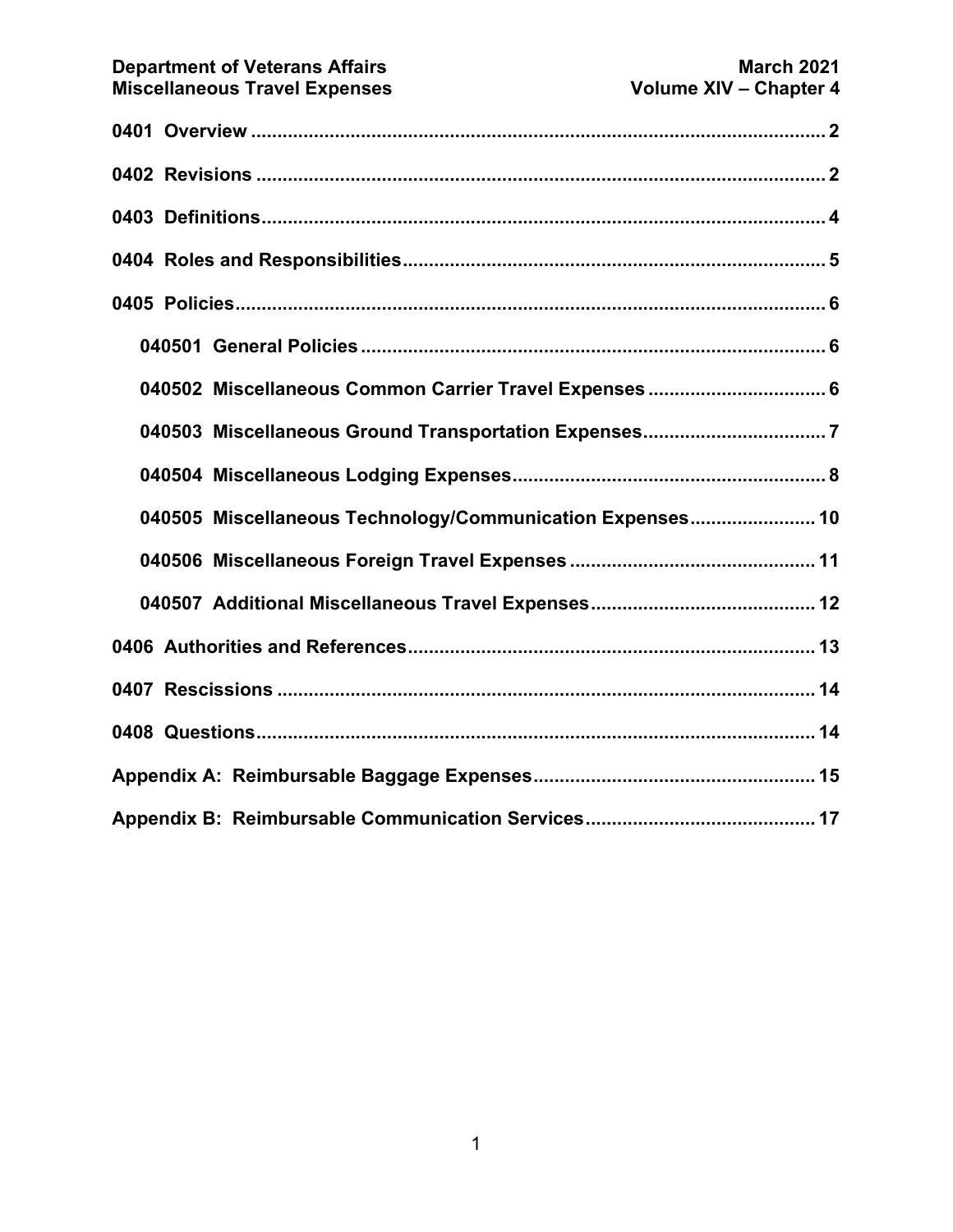0401 Overview ..... 2

0402 Revisions ..... 2

0403 Definitions ..... 4

0404 Roles and Responsibilities ..... 5

0405 Policies ..... 6

- 040501 General Policies ..... 6
- 040502 Miscellaneous Common Carrier Travel Expenses ..... 6
- 040503 Miscellaneous Ground Transportation Expenses ..... 7
- 040504 Miscellaneous Lodging Expenses ..... 8
- 040505 Miscellaneous Technology/Communication Expenses ..... 10
- 040506 Miscellaneous Foreign Travel Expenses ..... 11
- 040507 Additional Miscellaneous Travel Expenses ..... 12

0406 Authorities and References ..... 13

0407 Rescissions ..... 14

0408 Questions ..... 14

Appendix A: Reimbursable Baggage Expenses ..... 15

Appendix B: Reimbursable Communication Services ..... 17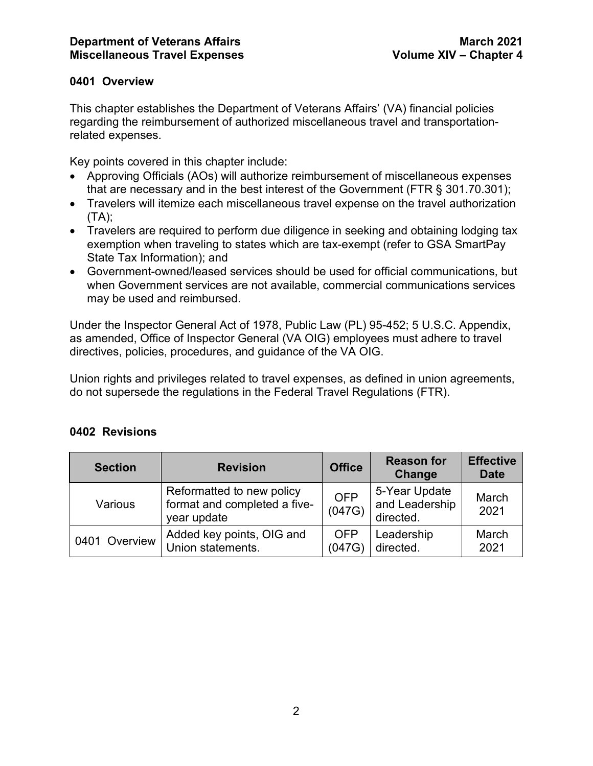## 0401 Overview

This chapter establishes the Department of Veterans Affairs' (VA) financial policies regarding the reimbursement of authorized miscellaneous travel and transportation-related expenses.

Key points covered in this chapter include:

- Approving Officials (AOs) will authorize reimbursement of miscellaneous expenses that are necessary and in the best interest of the Government (FTR § 301.70.301);
- Travelers will itemize each miscellaneous travel expense on the travel authorization (TA);
- Travelers are required to perform due diligence in seeking and obtaining lodging tax exemption when traveling to states which are tax-exempt (refer to GSA SmartPay State Tax Information); and
- Government-owned/leased services should be used for official communications, but when Government services are not available, commercial communications services may be used and reimbursed.

Under the Inspector General Act of 1978, Public Law (PL) 95-452; 5 U.S.C. Appendix, as amended, Office of Inspector General (VA OIG) employees must adhere to travel directives, policies, procedures, and guidance of the VA OIG.

Union rights and privileges related to travel expenses, as defined in union agreements, do not supersede the regulations in the Federal Travel Regulations (FTR).

## 0402 Revisions

| Section | Revision | Office | Reason for Change | Effective Date |
|---|---|---|---|---|
| Various | Reformatted to new policy format and completed a five-year update | OFP (047G) | 5-Year Update and Leadership directed. | March 2021 |
| 0401 Overview | Added key points, OIG and Union statements. | OFP (047G) | Leadership directed. | March 2021 |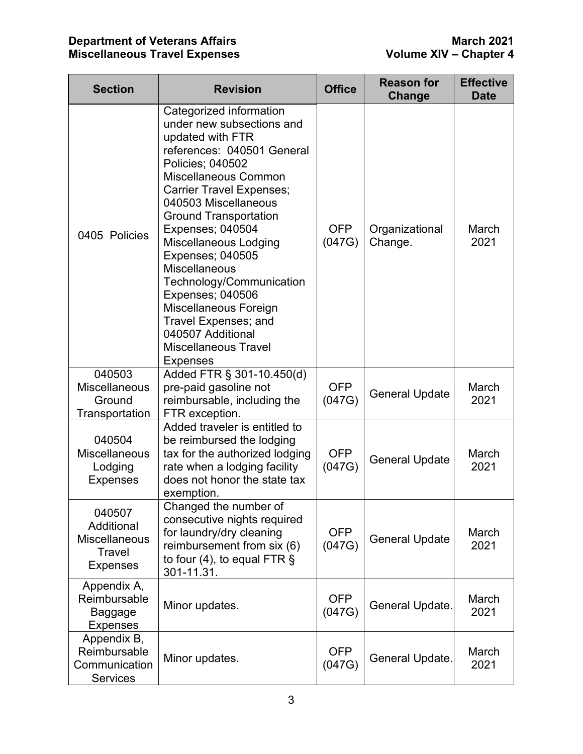| Section | Revision | Office | Reason for Change | Effective Date |
|---|---|---|---|---|
| 0405 Policies | Categorized information under new subsections and updated with FTR references: 040501 General Policies; 040502 Miscellaneous Common Carrier Travel Expenses; 040503 Miscellaneous Ground Transportation Expenses; 040504 Miscellaneous Lodging Expenses; 040505 Miscellaneous Technology/Communication Expenses; 040506 Miscellaneous Foreign Travel Expenses; and 040507 Additional Miscellaneous Travel Expenses | OFP (047G) | Organizational Change. | March 2021 |
| 040503 Miscellaneous Ground Transportation | Added FTR § 301-10.450(d) pre-paid gasoline not reimbursable, including the FTR exception. | OFP (047G) | General Update | March 2021 |
| 040504 Miscellaneous Lodging Expenses | Added traveler is entitled to be reimbursed the lodging tax for the authorized lodging rate when a lodging facility does not honor the state tax exemption. | OFP (047G) | General Update | March 2021 |
| 040507 Additional Miscellaneous Travel Expenses | Changed the number of consecutive nights required for laundry/dry cleaning reimbursement from six (6) to four (4), to equal FTR § 301-11.31. | OFP (047G) | General Update | March 2021 |
| Appendix A, Reimbursable Baggage Expenses | Minor updates. | OFP (047G) | General Update. | March 2021 |
| Appendix B, Reimbursable Communication Services | Minor updates. | OFP (047G) | General Update. | March 2021 |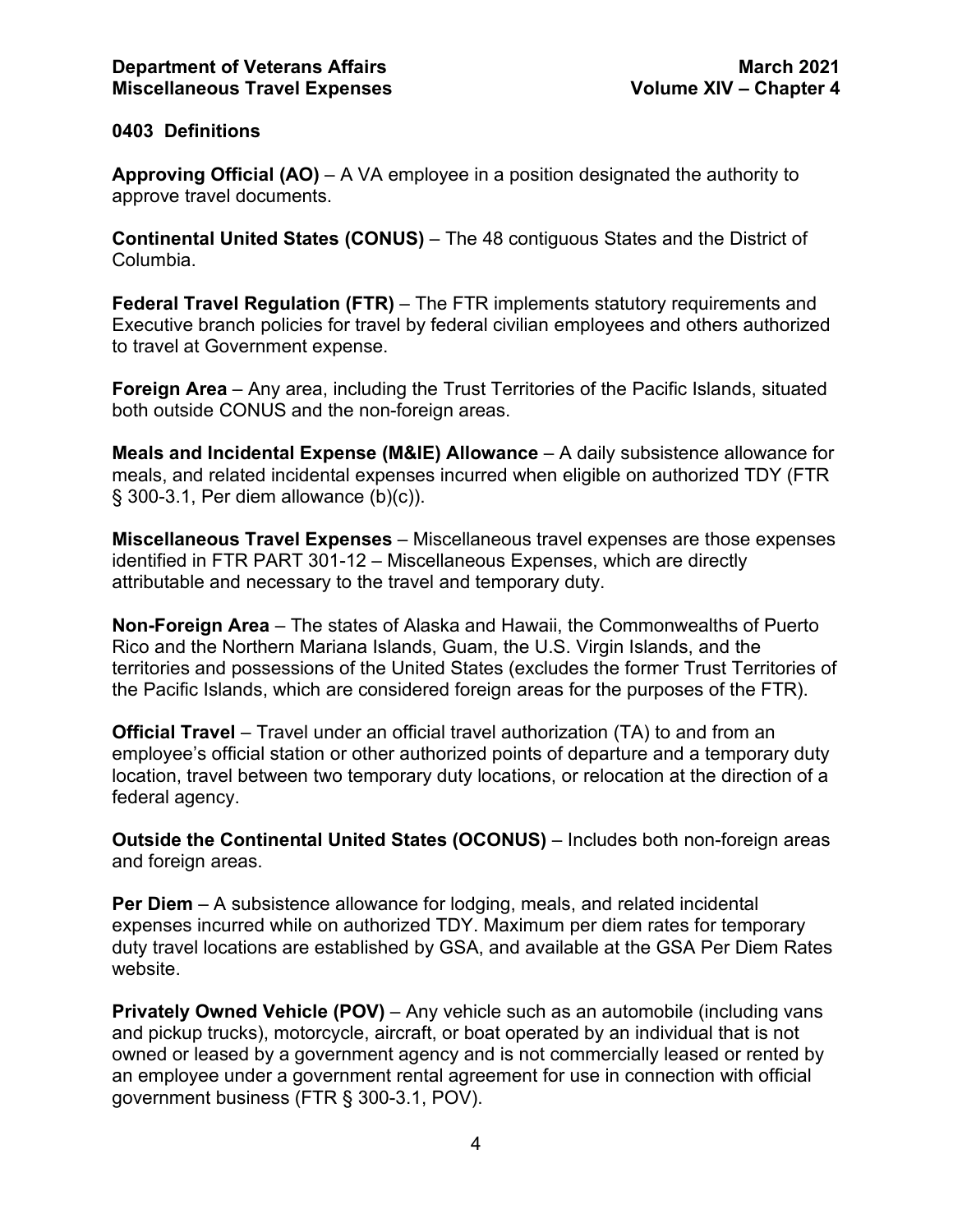## 0403 Definitions

**Approving Official (AO)** – A VA employee in a position designated the authority to approve travel documents.

**Continental United States (CONUS)** – The 48 contiguous States and the District of Columbia.

**Federal Travel Regulation (FTR)** – The FTR implements statutory requirements and Executive branch policies for travel by federal civilian employees and others authorized to travel at Government expense.

**Foreign Area** – Any area, including the Trust Territories of the Pacific Islands, situated both outside CONUS and the non-foreign areas.

**Meals and Incidental Expense (M&IE) Allowance** – A daily subsistence allowance for meals, and related incidental expenses incurred when eligible on authorized TDY (FTR § 300-3.1, Per diem allowance (b)(c)).

**Miscellaneous Travel Expenses** – Miscellaneous travel expenses are those expenses identified in FTR PART 301-12 – Miscellaneous Expenses, which are directly attributable and necessary to the travel and temporary duty.

**Non-Foreign Area** – The states of Alaska and Hawaii, the Commonwealths of Puerto Rico and the Northern Mariana Islands, Guam, the U.S. Virgin Islands, and the territories and possessions of the United States (excludes the former Trust Territories of the Pacific Islands, which are considered foreign areas for the purposes of the FTR).

**Official Travel** – Travel under an official travel authorization (TA) to and from an employee's official station or other authorized points of departure and a temporary duty location, travel between two temporary duty locations, or relocation at the direction of a federal agency.

**Outside the Continental United States (OCONUS)** – Includes both non-foreign areas and foreign areas.

**Per Diem** – A subsistence allowance for lodging, meals, and related incidental expenses incurred while on authorized TDY. Maximum per diem rates for temporary duty travel locations are established by GSA, and available at the GSA Per Diem Rates website.

**Privately Owned Vehicle (POV)** – Any vehicle such as an automobile (including vans and pickup trucks), motorcycle, aircraft, or boat operated by an individual that is not owned or leased by a government agency and is not commercially leased or rented by an employee under a government rental agreement for use in connection with official government business (FTR § 300-3.1, POV).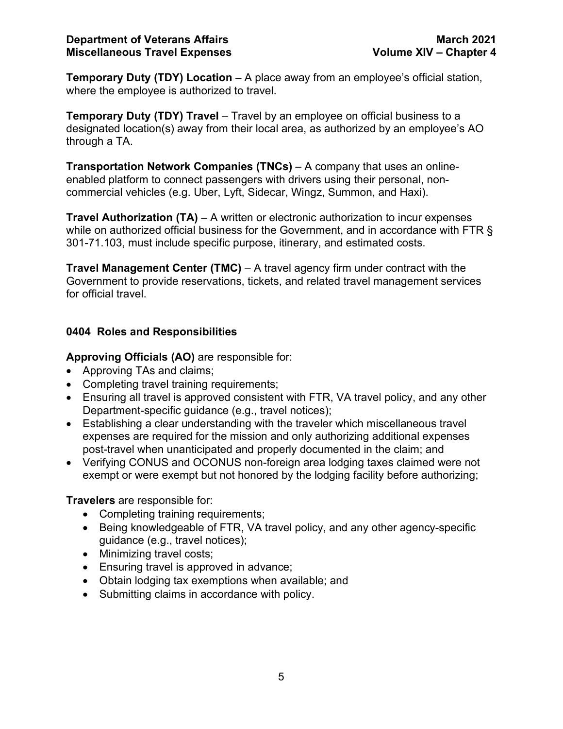**Temporary Duty (TDY) Location** – A place away from an employee's official station, where the employee is authorized to travel.

**Temporary Duty (TDY) Travel** – Travel by an employee on official business to a designated location(s) away from their local area, as authorized by an employee's AO through a TA.

**Transportation Network Companies (TNCs)** – A company that uses an online-enabled platform to connect passengers with drivers using their personal, non-commercial vehicles (e.g. Uber, Lyft, Sidecar, Wingz, Summon, and Haxi).

**Travel Authorization (TA)** – A written or electronic authorization to incur expenses while on authorized official business for the Government, and in accordance with FTR § 301-71.103, must include specific purpose, itinerary, and estimated costs.

**Travel Management Center (TMC)** – A travel agency firm under contract with the Government to provide reservations, tickets, and related travel management services for official travel.

## 0404 Roles and Responsibilities

**Approving Officials (AO)** are responsible for:

- Approving TAs and claims;
- Completing travel training requirements;
- Ensuring all travel is approved consistent with FTR, VA travel policy, and any other Department-specific guidance (e.g., travel notices);
- Establishing a clear understanding with the traveler which miscellaneous travel expenses are required for the mission and only authorizing additional expenses post-travel when unanticipated and properly documented in the claim; and
- Verifying CONUS and OCONUS non-foreign area lodging taxes claimed were not exempt or were exempt but not honored by the lodging facility before authorizing;

**Travelers** are responsible for:

- Completing training requirements;
- Being knowledgeable of FTR, VA travel policy, and any other agency-specific guidance (e.g., travel notices);
- Minimizing travel costs;
- Ensuring travel is approved in advance;
- Obtain lodging tax exemptions when available; and
- Submitting claims in accordance with policy.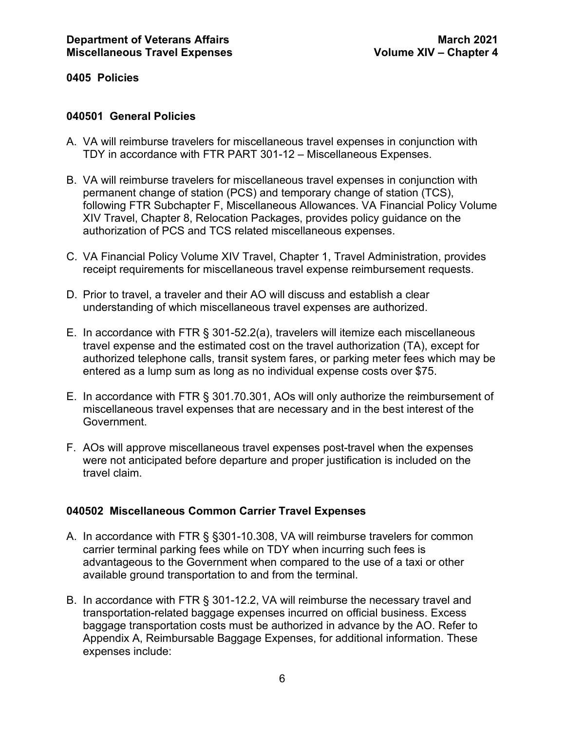## 0405 Policies

### 040501 General Policies

A. VA will reimburse travelers for miscellaneous travel expenses in conjunction with TDY in accordance with FTR PART 301-12 – Miscellaneous Expenses.

B. VA will reimburse travelers for miscellaneous travel expenses in conjunction with permanent change of station (PCS) and temporary change of station (TCS), following FTR Subchapter F, Miscellaneous Allowances. VA Financial Policy Volume XIV Travel, Chapter 8, Relocation Packages, provides policy guidance on the authorization of PCS and TCS related miscellaneous expenses.

C. VA Financial Policy Volume XIV Travel, Chapter 1, Travel Administration, provides receipt requirements for miscellaneous travel expense reimbursement requests.

D. Prior to travel, a traveler and their AO will discuss and establish a clear understanding of which miscellaneous travel expenses are authorized.

E. In accordance with FTR § 301-52.2(a), travelers will itemize each miscellaneous travel expense and the estimated cost on the travel authorization (TA), except for authorized telephone calls, transit system fares, or parking meter fees which may be entered as a lump sum as long as no individual expense costs over $75.

E. In accordance with FTR § 301.70.301, AOs will only authorize the reimbursement of miscellaneous travel expenses that are necessary and in the best interest of the Government.

F. AOs will approve miscellaneous travel expenses post-travel when the expenses were not anticipated before departure and proper justification is included on the travel claim.

### 040502 Miscellaneous Common Carrier Travel Expenses

A. In accordance with FTR § §301-10.308, VA will reimburse travelers for common carrier terminal parking fees while on TDY when incurring such fees is advantageous to the Government when compared to the use of a taxi or other available ground transportation to and from the terminal.

B. In accordance with FTR § 301-12.2, VA will reimburse the necessary travel and transportation-related baggage expenses incurred on official business. Excess baggage transportation costs must be authorized in advance by the AO. Refer to Appendix A, Reimbursable Baggage Expenses, for additional information. These expenses include: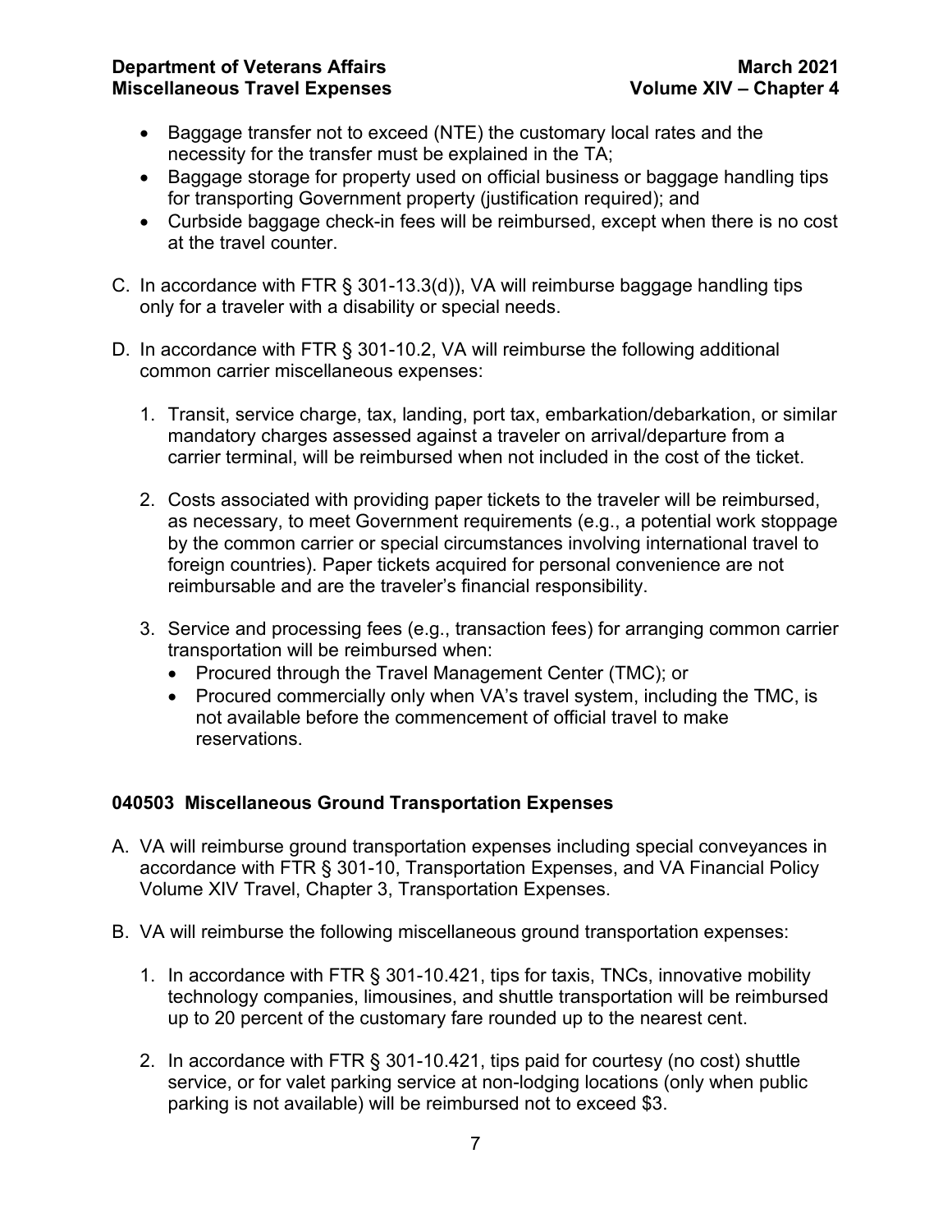- Baggage transfer not to exceed (NTE) the customary local rates and the necessity for the transfer must be explained in the TA;
- Baggage storage for property used on official business or baggage handling tips for transporting Government property (justification required); and
- Curbside baggage check-in fees will be reimbursed, except when there is no cost at the travel counter.

C. In accordance with FTR § 301-13.3(d)), VA will reimburse baggage handling tips only for a traveler with a disability or special needs.

D. In accordance with FTR § 301-10.2, VA will reimburse the following additional common carrier miscellaneous expenses:

1. Transit, service charge, tax, landing, port tax, embarkation/debarkation, or similar mandatory charges assessed against a traveler on arrival/departure from a carrier terminal, will be reimbursed when not included in the cost of the ticket.

2. Costs associated with providing paper tickets to the traveler will be reimbursed, as necessary, to meet Government requirements (e.g., a potential work stoppage by the common carrier or special circumstances involving international travel to foreign countries). Paper tickets acquired for personal convenience are not reimbursable and are the traveler's financial responsibility.

3. Service and processing fees (e.g., transaction fees) for arranging common carrier transportation will be reimbursed when:
   - Procured through the Travel Management Center (TMC); or
   - Procured commercially only when VA's travel system, including the TMC, is not available before the commencement of official travel to make reservations.

### 040503 Miscellaneous Ground Transportation Expenses

A. VA will reimburse ground transportation expenses including special conveyances in accordance with FTR § 301-10, Transportation Expenses, and VA Financial Policy Volume XIV Travel, Chapter 3, Transportation Expenses.

B. VA will reimburse the following miscellaneous ground transportation expenses:

1. In accordance with FTR § 301-10.421, tips for taxis, TNCs, innovative mobility technology companies, limousines, and shuttle transportation will be reimbursed up to 20 percent of the customary fare rounded up to the nearest cent.

2. In accordance with FTR § 301-10.421, tips paid for courtesy (no cost) shuttle service, or for valet parking service at non-lodging locations (only when public parking is not available) will be reimbursed not to exceed $3.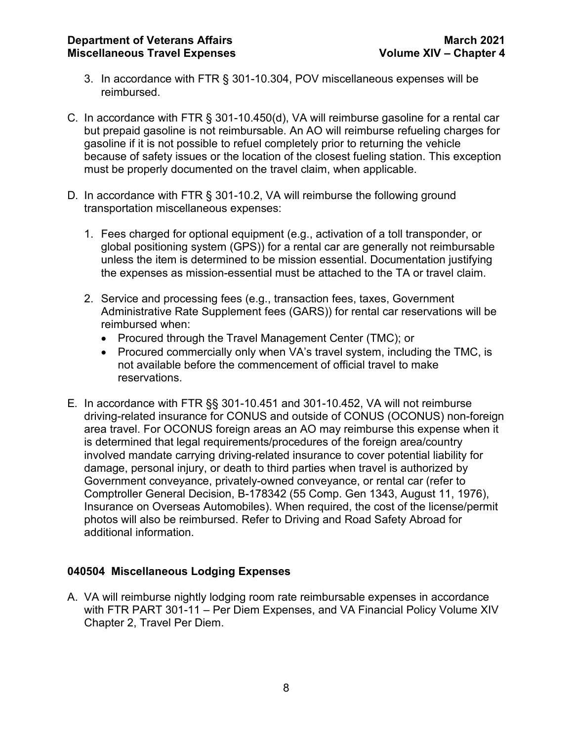3. In accordance with FTR § 301-10.304, POV miscellaneous expenses will be reimbursed.

C. In accordance with FTR § 301-10.450(d), VA will reimburse gasoline for a rental car but prepaid gasoline is not reimbursable. An AO will reimburse refueling charges for gasoline if it is not possible to refuel completely prior to returning the vehicle because of safety issues or the location of the closest fueling station. This exception must be properly documented on the travel claim, when applicable.

D. In accordance with FTR § 301-10.2, VA will reimburse the following ground transportation miscellaneous expenses:

   1. Fees charged for optional equipment (e.g., activation of a toll transponder, or global positioning system (GPS)) for a rental car are generally not reimbursable unless the item is determined to be mission essential. Documentation justifying the expenses as mission-essential must be attached to the TA or travel claim.

   2. Service and processing fees (e.g., transaction fees, taxes, Government Administrative Rate Supplement fees (GARS)) for rental car reservations will be reimbursed when:
      - Procured through the Travel Management Center (TMC); or
      - Procured commercially only when VA's travel system, including the TMC, is not available before the commencement of official travel to make reservations.

E. In accordance with FTR §§ 301-10.451 and 301-10.452, VA will not reimburse driving-related insurance for CONUS and outside of CONUS (OCONUS) non-foreign area travel. For OCONUS foreign areas an AO may reimburse this expense when it is determined that legal requirements/procedures of the foreign area/country involved mandate carrying driving-related insurance to cover potential liability for damage, personal injury, or death to third parties when travel is authorized by Government conveyance, privately-owned conveyance, or rental car (refer to Comptroller General Decision, B-178342 (55 Comp. Gen 1343, August 11, 1976), Insurance on Overseas Automobiles). When required, the cost of the license/permit photos will also be reimbursed. Refer to Driving and Road Safety Abroad for additional information.

## 040504 Miscellaneous Lodging Expenses

A. VA will reimburse nightly lodging room rate reimbursable expenses in accordance with FTR PART 301-11 – Per Diem Expenses, and VA Financial Policy Volume XIV Chapter 2, Travel Per Diem.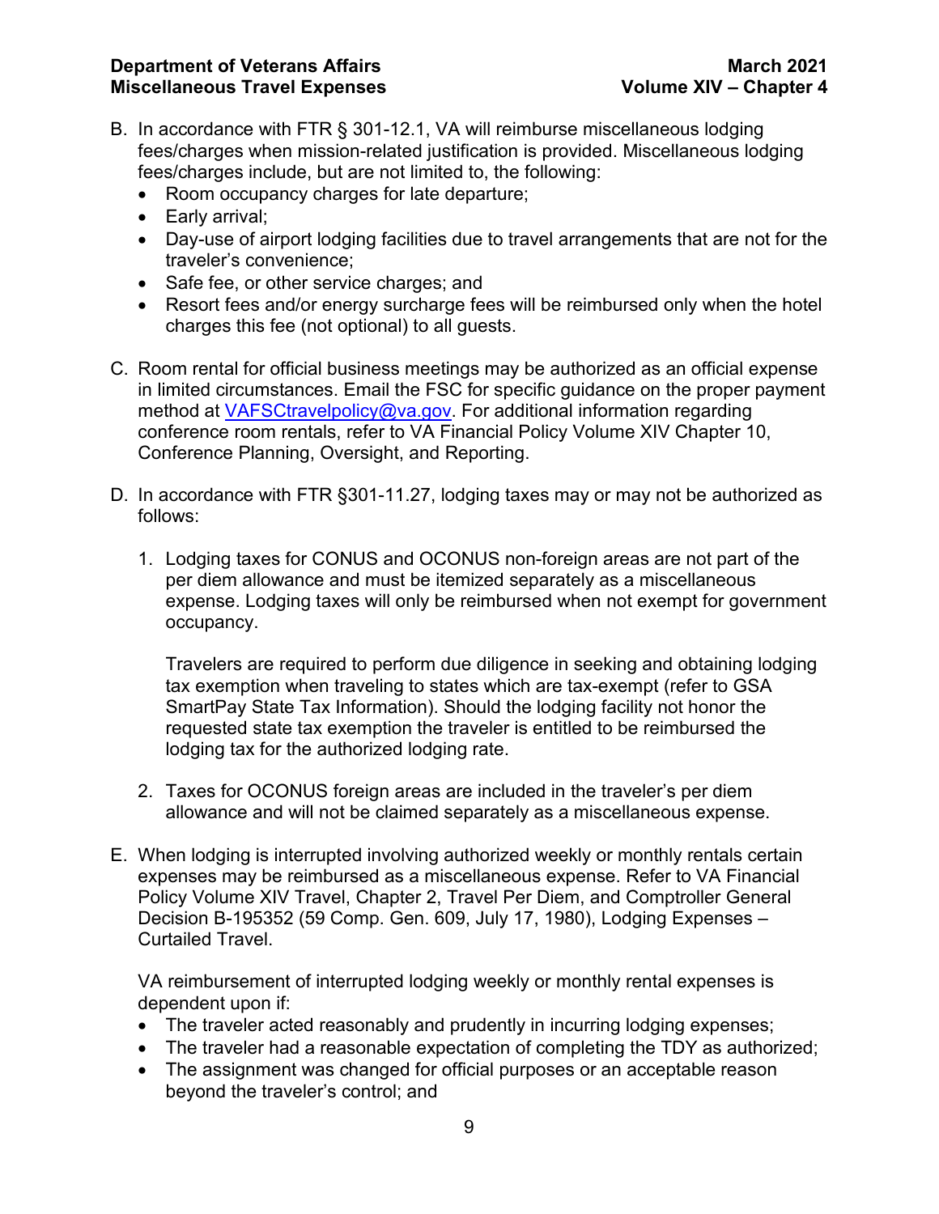B. In accordance with FTR § 301-12.1, VA will reimburse miscellaneous lodging fees/charges when mission-related justification is provided. Miscellaneous lodging fees/charges include, but are not limited to, the following:
   - Room occupancy charges for late departure;
   - Early arrival;
   - Day-use of airport lodging facilities due to travel arrangements that are not for the traveler's convenience;
   - Safe fee, or other service charges; and
   - Resort fees and/or energy surcharge fees will be reimbursed only when the hotel charges this fee (not optional) to all guests.

C. Room rental for official business meetings may be authorized as an official expense in limited circumstances. Email the FSC for specific guidance on the proper payment method at [VAFSCtravelpolicy@va.gov](mailto:VAFSCtravelpolicy@va.gov). For additional information regarding conference room rentals, refer to VA Financial Policy Volume XIV Chapter 10, Conference Planning, Oversight, and Reporting.

D. In accordance with FTR §301-11.27, lodging taxes may or may not be authorized as follows:

   1. Lodging taxes for CONUS and OCONUS non-foreign areas are not part of the per diem allowance and must be itemized separately as a miscellaneous expense. Lodging taxes will only be reimbursed when not exempt for government occupancy.

      Travelers are required to perform due diligence in seeking and obtaining lodging tax exemption when traveling to states which are tax-exempt (refer to GSA SmartPay State Tax Information). Should the lodging facility not honor the requested state tax exemption the traveler is entitled to be reimbursed the lodging tax for the authorized lodging rate.

   2. Taxes for OCONUS foreign areas are included in the traveler's per diem allowance and will not be claimed separately as a miscellaneous expense.

E. When lodging is interrupted involving authorized weekly or monthly rentals certain expenses may be reimbursed as a miscellaneous expense. Refer to VA Financial Policy Volume XIV Travel, Chapter 2, Travel Per Diem, and Comptroller General Decision B-195352 (59 Comp. Gen. 609, July 17, 1980), Lodging Expenses – Curtailed Travel.

   VA reimbursement of interrupted lodging weekly or monthly rental expenses is dependent upon if:
   - The traveler acted reasonably and prudently in incurring lodging expenses;
   - The traveler had a reasonable expectation of completing the TDY as authorized;
   - The assignment was changed for official purposes or an acceptable reason beyond the traveler's control; and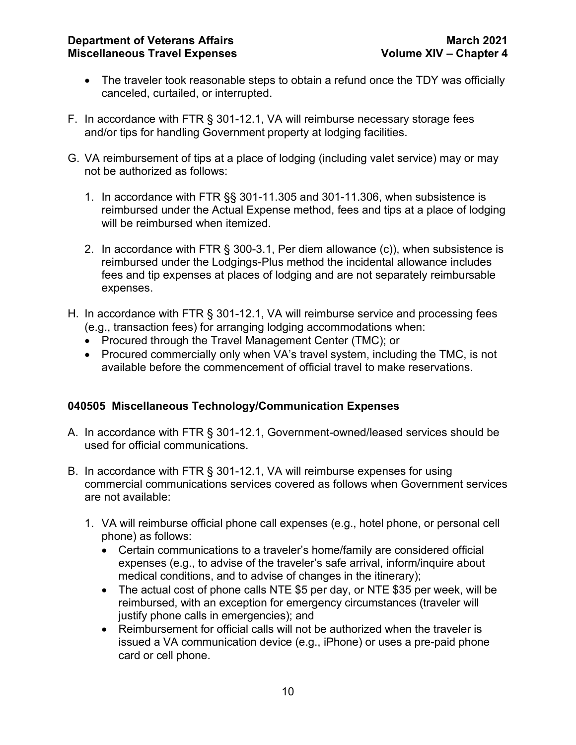- The traveler took reasonable steps to obtain a refund once the TDY was officially canceled, curtailed, or interrupted.

F. In accordance with FTR § 301-12.1, VA will reimburse necessary storage fees and/or tips for handling Government property at lodging facilities.

G. VA reimbursement of tips at a place of lodging (including valet service) may or may not be authorized as follows:

   1. In accordance with FTR §§ 301-11.305 and 301-11.306, when subsistence is reimbursed under the Actual Expense method, fees and tips at a place of lodging will be reimbursed when itemized.

   2. In accordance with FTR § 300-3.1, Per diem allowance (c)), when subsistence is reimbursed under the Lodgings-Plus method the incidental allowance includes fees and tip expenses at places of lodging and are not separately reimbursable expenses.

H. In accordance with FTR § 301-12.1, VA will reimburse service and processing fees (e.g., transaction fees) for arranging lodging accommodations when:
   - Procured through the Travel Management Center (TMC); or
   - Procured commercially only when VA's travel system, including the TMC, is not available before the commencement of official travel to make reservations.

### 040505 Miscellaneous Technology/Communication Expenses

A. In accordance with FTR § 301-12.1, Government-owned/leased services should be used for official communications.

B. In accordance with FTR § 301-12.1, VA will reimburse expenses for using commercial communications services covered as follows when Government services are not available:

   1. VA will reimburse official phone call expenses (e.g., hotel phone, or personal cell phone) as follows:
      - Certain communications to a traveler's home/family are considered official expenses (e.g., to advise of the traveler's safe arrival, inform/inquire about medical conditions, and to advise of changes in the itinerary);
      - The actual cost of phone calls NTE $5 per day, or NTE $35 per week, will be reimbursed, with an exception for emergency circumstances (traveler will justify phone calls in emergencies); and
      - Reimbursement for official calls will not be authorized when the traveler is issued a VA communication device (e.g., iPhone) or uses a pre-paid phone card or cell phone.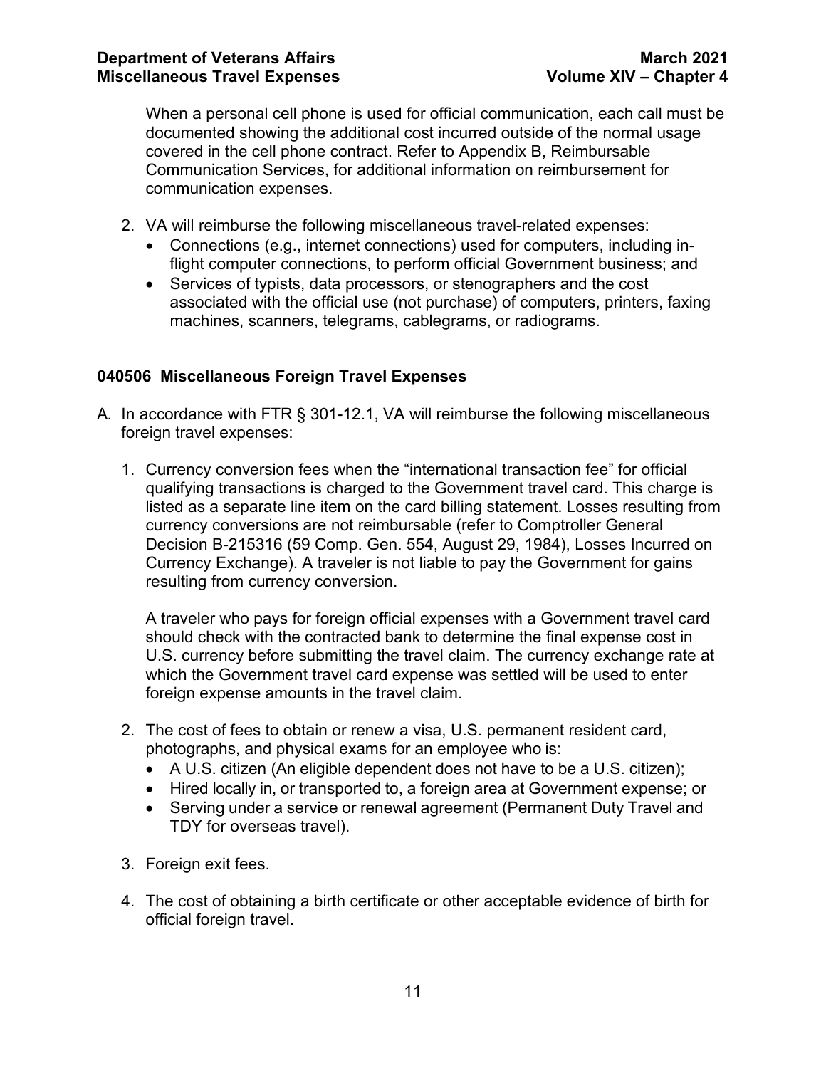When a personal cell phone is used for official communication, each call must be documented showing the additional cost incurred outside of the normal usage covered in the cell phone contract. Refer to Appendix B, Reimbursable Communication Services, for additional information on reimbursement for communication expenses.

2. VA will reimburse the following miscellaneous travel-related expenses:
   - Connections (e.g., internet connections) used for computers, including in-flight computer connections, to perform official Government business; and
   - Services of typists, data processors, or stenographers and the cost associated with the official use (not purchase) of computers, printers, faxing machines, scanners, telegrams, cablegrams, or radiograms.

### 040506 Miscellaneous Foreign Travel Expenses

A. In accordance with FTR § 301-12.1, VA will reimburse the following miscellaneous foreign travel expenses:

1. Currency conversion fees when the "international transaction fee" for official qualifying transactions is charged to the Government travel card. This charge is listed as a separate line item on the card billing statement. Losses resulting from currency conversions are not reimbursable (refer to Comptroller General Decision B-215316 (59 Comp. Gen. 554, August 29, 1984), Losses Incurred on Currency Exchange). A traveler is not liable to pay the Government for gains resulting from currency conversion.

   A traveler who pays for foreign official expenses with a Government travel card should check with the contracted bank to determine the final expense cost in U.S. currency before submitting the travel claim. The currency exchange rate at which the Government travel card expense was settled will be used to enter foreign expense amounts in the travel claim.

2. The cost of fees to obtain or renew a visa, U.S. permanent resident card, photographs, and physical exams for an employee who is:
   - A U.S. citizen (An eligible dependent does not have to be a U.S. citizen);
   - Hired locally in, or transported to, a foreign area at Government expense; or
   - Serving under a service or renewal agreement (Permanent Duty Travel and TDY for overseas travel).

3. Foreign exit fees.

4. The cost of obtaining a birth certificate or other acceptable evidence of birth for official foreign travel.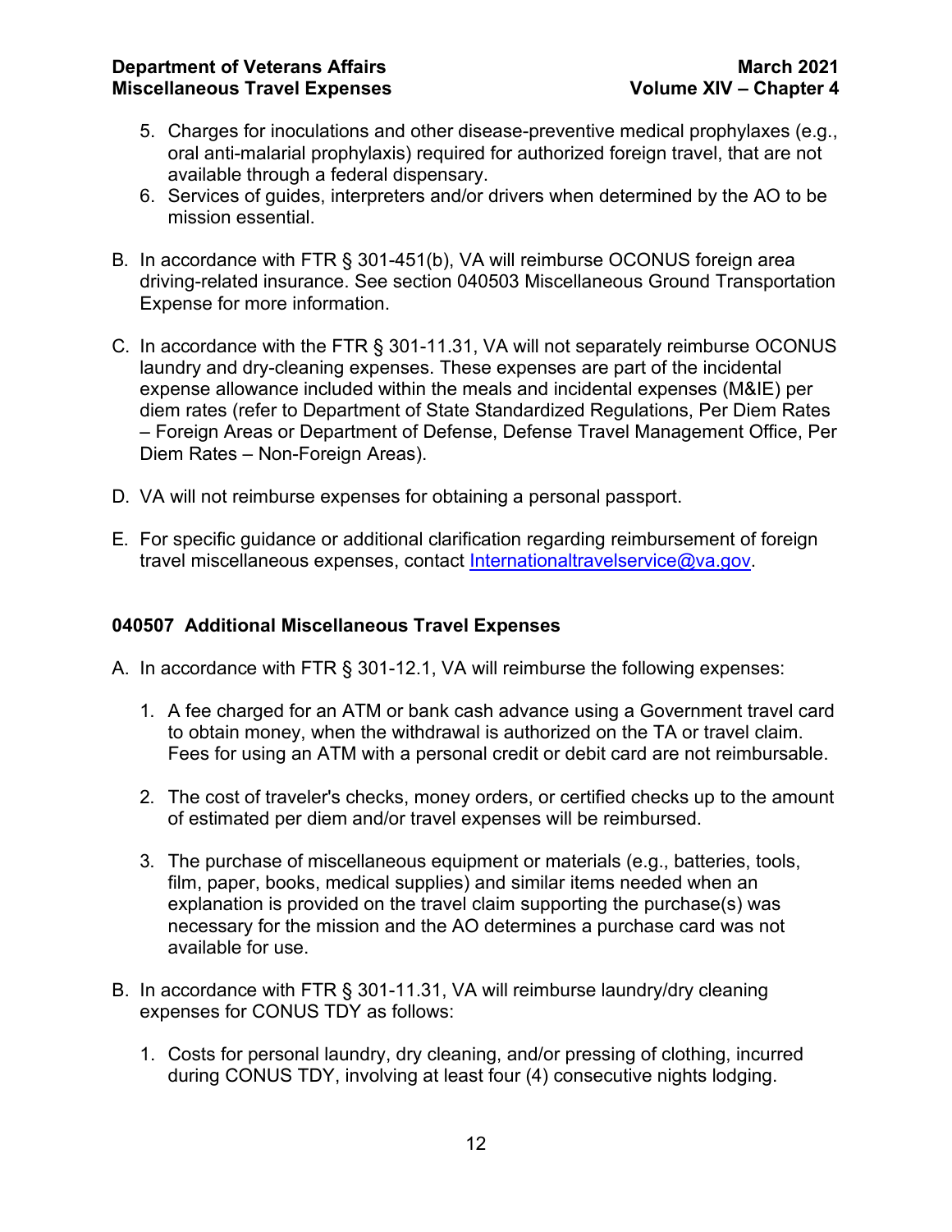5. Charges for inoculations and other disease-preventive medical prophylaxes (e.g., oral anti-malarial prophylaxis) required for authorized foreign travel, that are not available through a federal dispensary.
6. Services of guides, interpreters and/or drivers when determined by the AO to be mission essential.

B. In accordance with FTR § 301-451(b), VA will reimburse OCONUS foreign area driving-related insurance. See section 040503 Miscellaneous Ground Transportation Expense for more information.

C. In accordance with the FTR § 301-11.31, VA will not separately reimburse OCONUS laundry and dry-cleaning expenses. These expenses are part of the incidental expense allowance included within the meals and incidental expenses (M&IE) per diem rates (refer to Department of State Standardized Regulations, Per Diem Rates – Foreign Areas or Department of Defense, Defense Travel Management Office, Per Diem Rates – Non-Foreign Areas).

D. VA will not reimburse expenses for obtaining a personal passport.

E. For specific guidance or additional clarification regarding reimbursement of foreign travel miscellaneous expenses, contact [Internationaltravelservice@va.gov](mailto:Internationaltravelservice@va.gov).

### 040507 Additional Miscellaneous Travel Expenses

A. In accordance with FTR § 301-12.1, VA will reimburse the following expenses:

1. A fee charged for an ATM or bank cash advance using a Government travel card to obtain money, when the withdrawal is authorized on the TA or travel claim. Fees for using an ATM with a personal credit or debit card are not reimbursable.

2. The cost of traveler's checks, money orders, or certified checks up to the amount of estimated per diem and/or travel expenses will be reimbursed.

3. The purchase of miscellaneous equipment or materials (e.g., batteries, tools, film, paper, books, medical supplies) and similar items needed when an explanation is provided on the travel claim supporting the purchase(s) was necessary for the mission and the AO determines a purchase card was not available for use.

B. In accordance with FTR § 301-11.31, VA will reimburse laundry/dry cleaning expenses for CONUS TDY as follows:

1. Costs for personal laundry, dry cleaning, and/or pressing of clothing, incurred during CONUS TDY, involving at least four (4) consecutive nights lodging.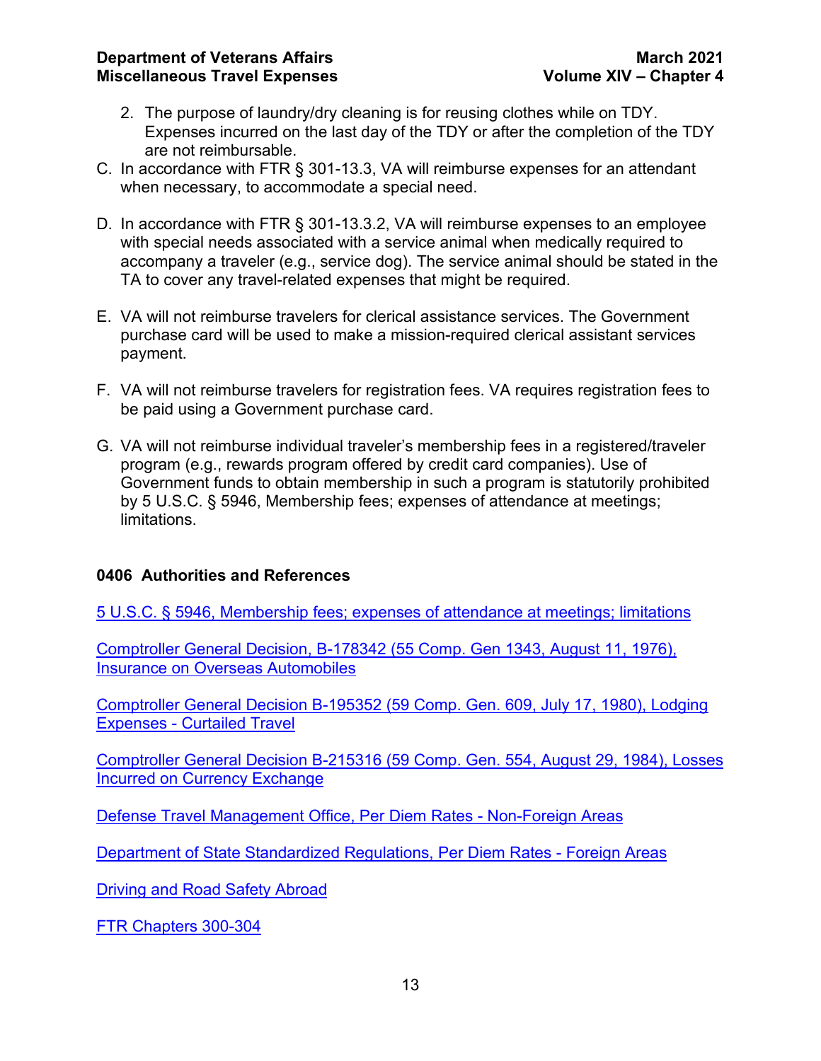2. The purpose of laundry/dry cleaning is for reusing clothes while on TDY. Expenses incurred on the last day of the TDY or after the completion of the TDY are not reimbursable.

C. In accordance with FTR § 301-13.3, VA will reimburse expenses for an attendant when necessary, to accommodate a special need.

D. In accordance with FTR § 301-13.3.2, VA will reimburse expenses to an employee with special needs associated with a service animal when medically required to accompany a traveler (e.g., service dog). The service animal should be stated in the TA to cover any travel-related expenses that might be required.

E. VA will not reimburse travelers for clerical assistance services. The Government purchase card will be used to make a mission-required clerical assistant services payment.

F. VA will not reimburse travelers for registration fees. VA requires registration fees to be paid using a Government purchase card.

G. VA will not reimburse individual traveler's membership fees in a registered/traveler program (e.g., rewards program offered by credit card companies). Use of Government funds to obtain membership in such a program is statutorily prohibited by 5 U.S.C. § 5946, Membership fees; expenses of attendance at meetings; limitations.

## 0406 Authorities and References

5 U.S.C. § 5946, Membership fees; expenses of attendance at meetings; limitations

Comptroller General Decision, B-178342 (55 Comp. Gen 1343, August 11, 1976), Insurance on Overseas Automobiles

Comptroller General Decision B-195352 (59 Comp. Gen. 609, July 17, 1980), Lodging Expenses - Curtailed Travel

Comptroller General Decision B-215316 (59 Comp. Gen. 554, August 29, 1984), Losses Incurred on Currency Exchange

Defense Travel Management Office, Per Diem Rates - Non-Foreign Areas

Department of State Standardized Regulations, Per Diem Rates - Foreign Areas

Driving and Road Safety Abroad

FTR Chapters 300-304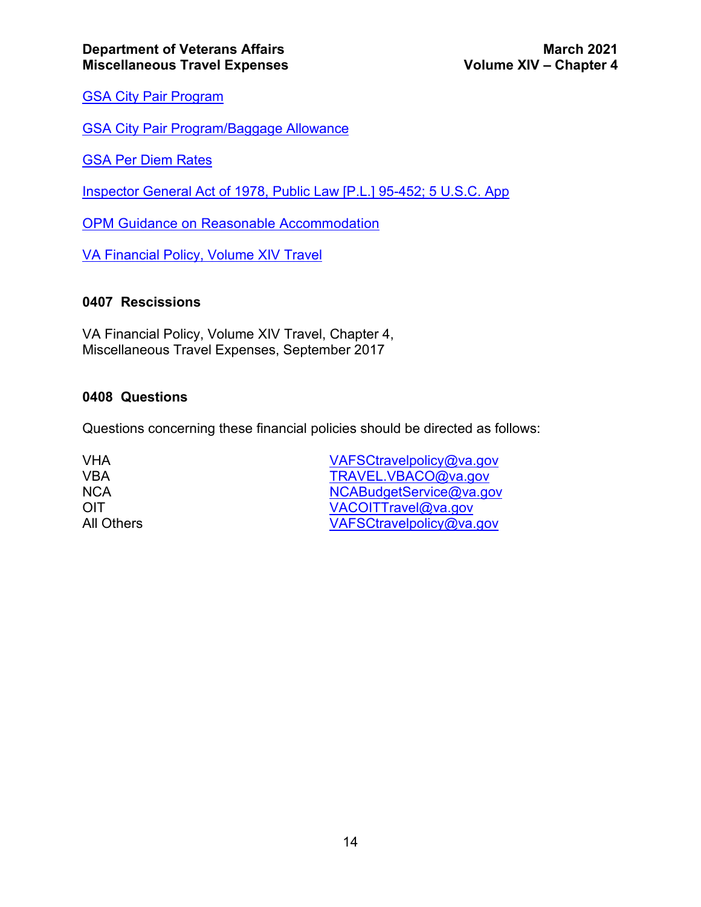GSA City Pair Program

GSA City Pair Program/Baggage Allowance

GSA Per Diem Rates

Inspector General Act of 1978, Public Law [P.L.] 95-452; 5 U.S.C. App

OPM Guidance on Reasonable Accommodation

VA Financial Policy, Volume XIV Travel

## 0407 Rescissions

VA Financial Policy, Volume XIV Travel, Chapter 4, Miscellaneous Travel Expenses, September 2017

## 0408 Questions

Questions concerning these financial policies should be directed as follows:

| | |
|---|---|
| VHA | VAFSCtravelpolicy@va.gov |
| VBA | TRAVEL.VBACO@va.gov |
| NCA | NCABudgetService@va.gov |
| OIT | VACOITTravel@va.gov |
| All Others | VAFSCtravelpolicy@va.gov |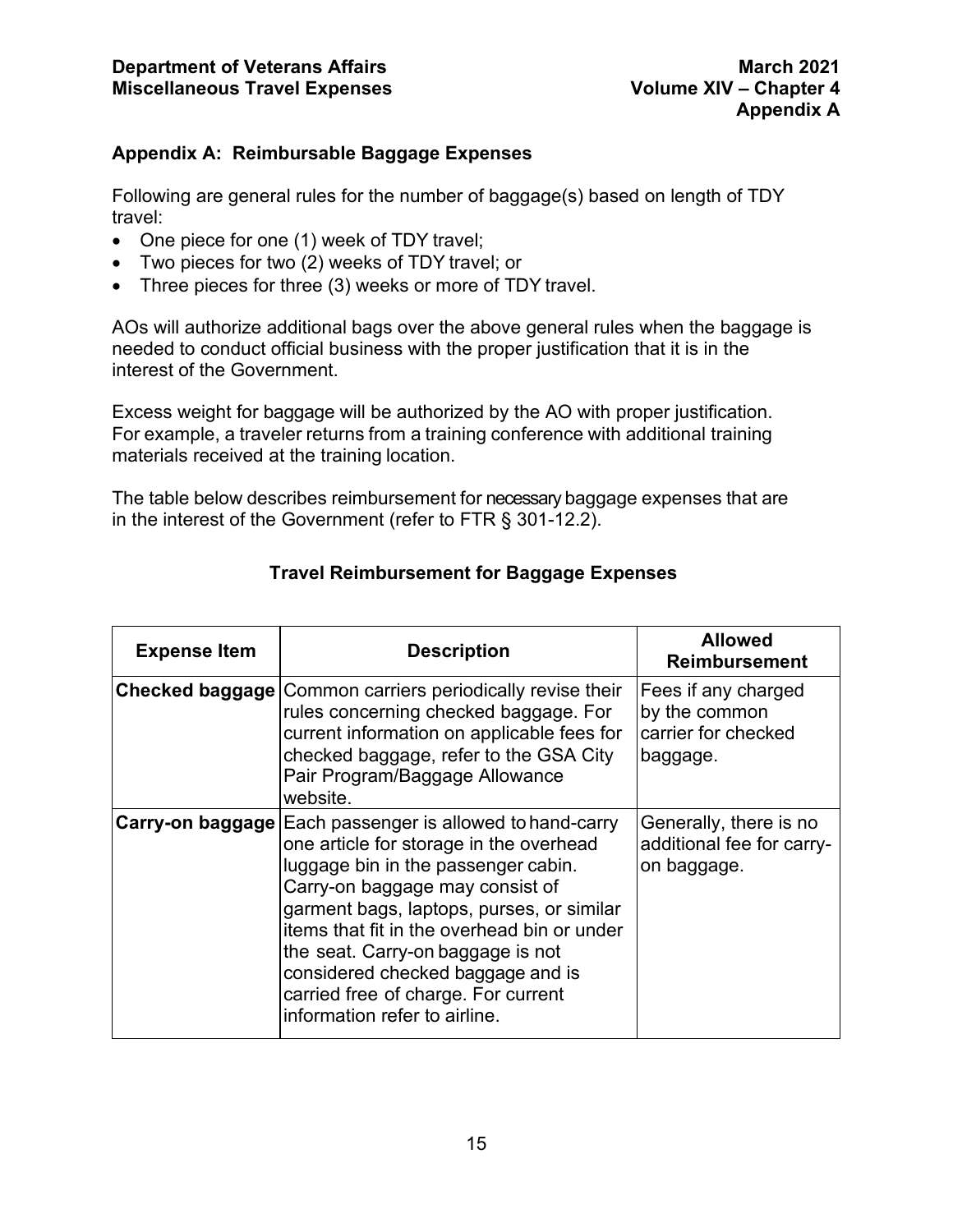## Appendix A: Reimbursable Baggage Expenses

Following are general rules for the number of baggage(s) based on length of TDY travel:

- One piece for one (1) week of TDY travel;
- Two pieces for two (2) weeks of TDY travel; or
- Three pieces for three (3) weeks or more of TDY travel.

AOs will authorize additional bags over the above general rules when the baggage is needed to conduct official business with the proper justification that it is in the interest of the Government.

Excess weight for baggage will be authorized by the AO with proper justification. For example, a traveler returns from a training conference with additional training materials received at the training location.

The table below describes reimbursement for necessary baggage expenses that are in the interest of the Government (refer to FTR § 301-12.2).

### Travel Reimbursement for Baggage Expenses

| Expense Item | Description | Allowed Reimbursement |
|---|---|---|
| **Checked baggage** | Common carriers periodically revise their rules concerning checked baggage. For current information on applicable fees for checked baggage, refer to the GSA City Pair Program/Baggage Allowance website. | Fees if any charged by the common carrier for checked baggage. |
| **Carry-on baggage** | Each passenger is allowed to hand-carry one article for storage in the overhead luggage bin in the passenger cabin. Carry-on baggage may consist of garment bags, laptops, purses, or similar items that fit in the overhead bin or under the seat. Carry-on baggage is not considered checked baggage and is carried free of charge. For current information refer to airline. | Generally, there is no additional fee for carry-on baggage. |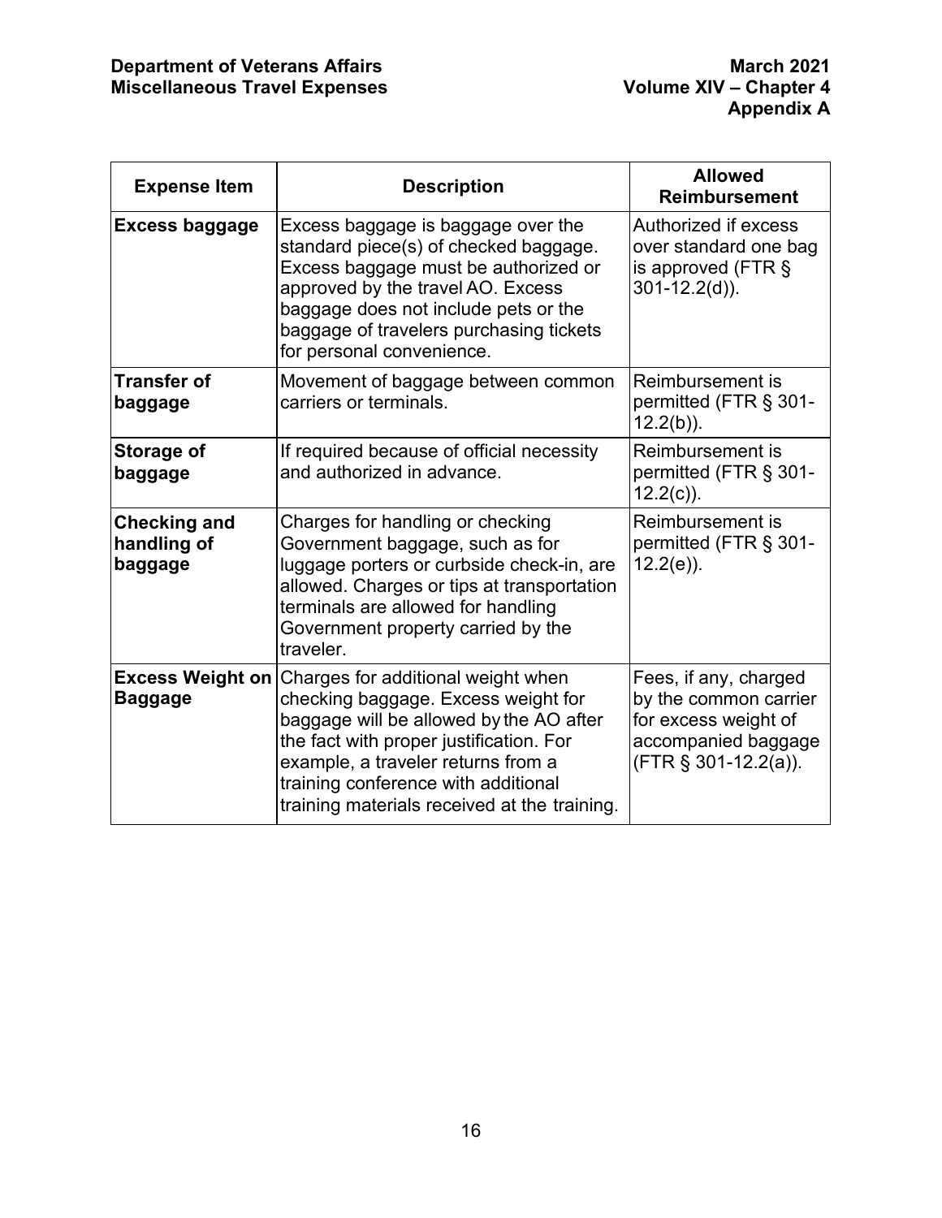| Expense Item | Description | Allowed Reimbursement |
|---|---|---|
| **Excess baggage** | Excess baggage is baggage over the standard piece(s) of checked baggage. Excess baggage must be authorized or approved by the travel AO. Excess baggage does not include pets or the baggage of travelers purchasing tickets for personal convenience. | Authorized if excess over standard one bag is approved (FTR § 301-12.2(d)). |
| **Transfer of baggage** | Movement of baggage between common carriers or terminals. | Reimbursement is permitted (FTR § 301-12.2(b)). |
| **Storage of baggage** | If required because of official necessity and authorized in advance. | Reimbursement is permitted (FTR § 301-12.2(c)). |
| **Checking and handling of baggage** | Charges for handling or checking Government baggage, such as for luggage porters or curbside check-in, are allowed. Charges or tips at transportation terminals are allowed for handling Government property carried by the traveler. | Reimbursement is permitted (FTR § 301-12.2(e)). |
| **Excess Weight on Baggage** | Charges for additional weight when checking baggage. Excess weight for baggage will be allowed by the AO after the fact with proper justification. For example, a traveler returns from a training conference with additional training materials received at the training. | Fees, if any, charged by the common carrier for excess weight of accompanied baggage (FTR § 301-12.2(a)). |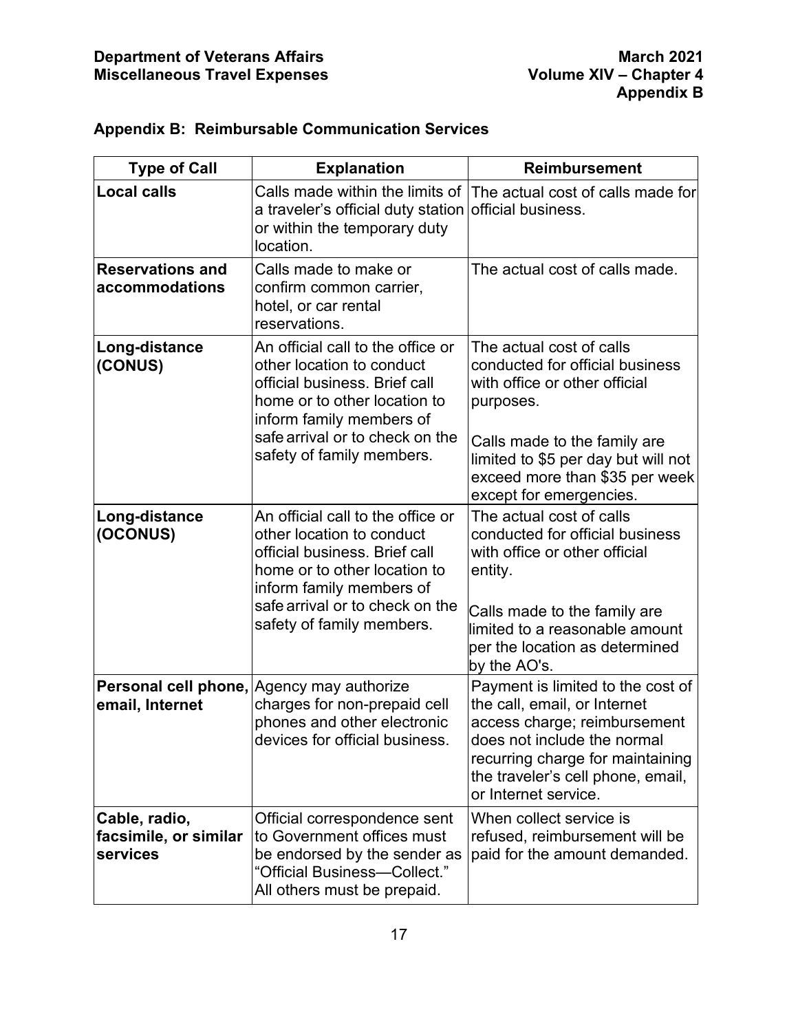## Appendix B: Reimbursable Communication Services

| Type of Call | Explanation | Reimbursement |
| --- | --- | --- |
| **Local calls** | Calls made within the limits of a traveler's official duty station or within the temporary duty location. | The actual cost of calls made for official business. |
| **Reservations and accommodations** | Calls made to make or confirm common carrier, hotel, or car rental reservations. | The actual cost of calls made. |
| **Long-distance (CONUS)** | An official call to the office or other location to conduct official business. Brief call home or to other location to inform family members of safe arrival or to check on the safety of family members. | The actual cost of calls conducted for official business with office or other official purposes.<br><br>Calls made to the family are limited to $5 per day but will not exceed more than $35 per week except for emergencies. |
| **Long-distance (OCONUS)** | An official call to the office or other location to conduct official business. Brief call home or to other location to inform family members of safe arrival or to check on the safety of family members. | The actual cost of calls conducted for official business with office or other official entity.<br><br>Calls made to the family are limited to a reasonable amount per the location as determined by the AO's. |
| **Personal cell phone, email, Internet** | Agency may authorize charges for non-prepaid cell phones and other electronic devices for official business. | Payment is limited to the cost of the call, email, or Internet access charge; reimbursement does not include the normal recurring charge for maintaining the traveler's cell phone, email, or Internet service. |
| **Cable, radio, facsimile, or similar services** | Official correspondence sent to Government offices must be endorsed by the sender as "Official Business—Collect." All others must be prepaid. | When collect service is refused, reimbursement will be paid for the amount demanded. |